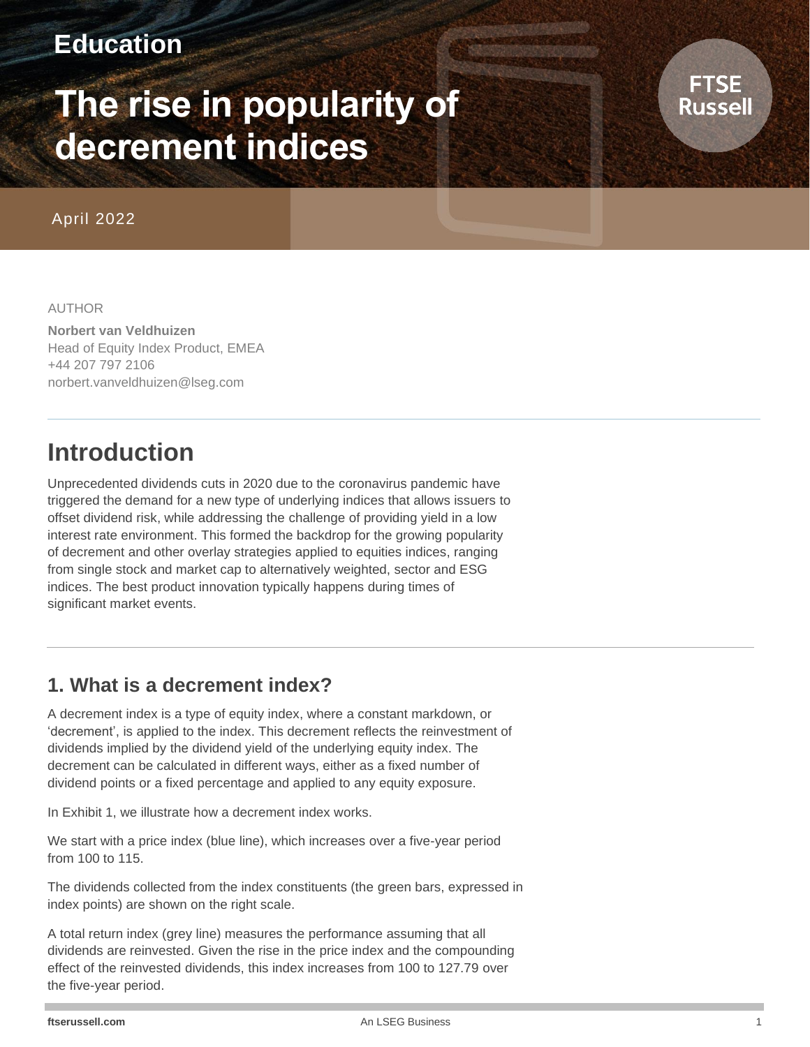Education

# The rise in popularity of decrement indices

April 2022

AUTHOR

**Norbert van Veldhuizen**
Head of Equity Index Product, EMEA
+44 207 797 2106
norbert.vanveldhuizen@lseg.com

## Introduction

Unprecedented dividends cuts in 2020 due to the coronavirus pandemic have triggered the demand for a new type of underlying indices that allows issuers to offset dividend risk, while addressing the challenge of providing yield in a low interest rate environment. This formed the backdrop for the growing popularity of decrement and other overlay strategies applied to equities indices, ranging from single stock and market cap to alternatively weighted, sector and ESG indices. The best product innovation typically happens during times of significant market events.

### 1. What is a decrement index?

A decrement index is a type of equity index, where a constant markdown, or 'decrement', is applied to the index. This decrement reflects the reinvestment of dividends implied by the dividend yield of the underlying equity index. The decrement can be calculated in different ways, either as a fixed number of dividend points or a fixed percentage and applied to any equity exposure.

In Exhibit 1, we illustrate how a decrement index works.

We start with a price index (blue line), which increases over a five-year period from 100 to 115.

The dividends collected from the index constituents (the green bars, expressed in index points) are shown on the right scale.

A total return index (grey line) measures the performance assuming that all dividends are reinvested. Given the rise in the price index and the compounding effect of the reinvested dividends, this index increases from 100 to 127.79 over the five-year period.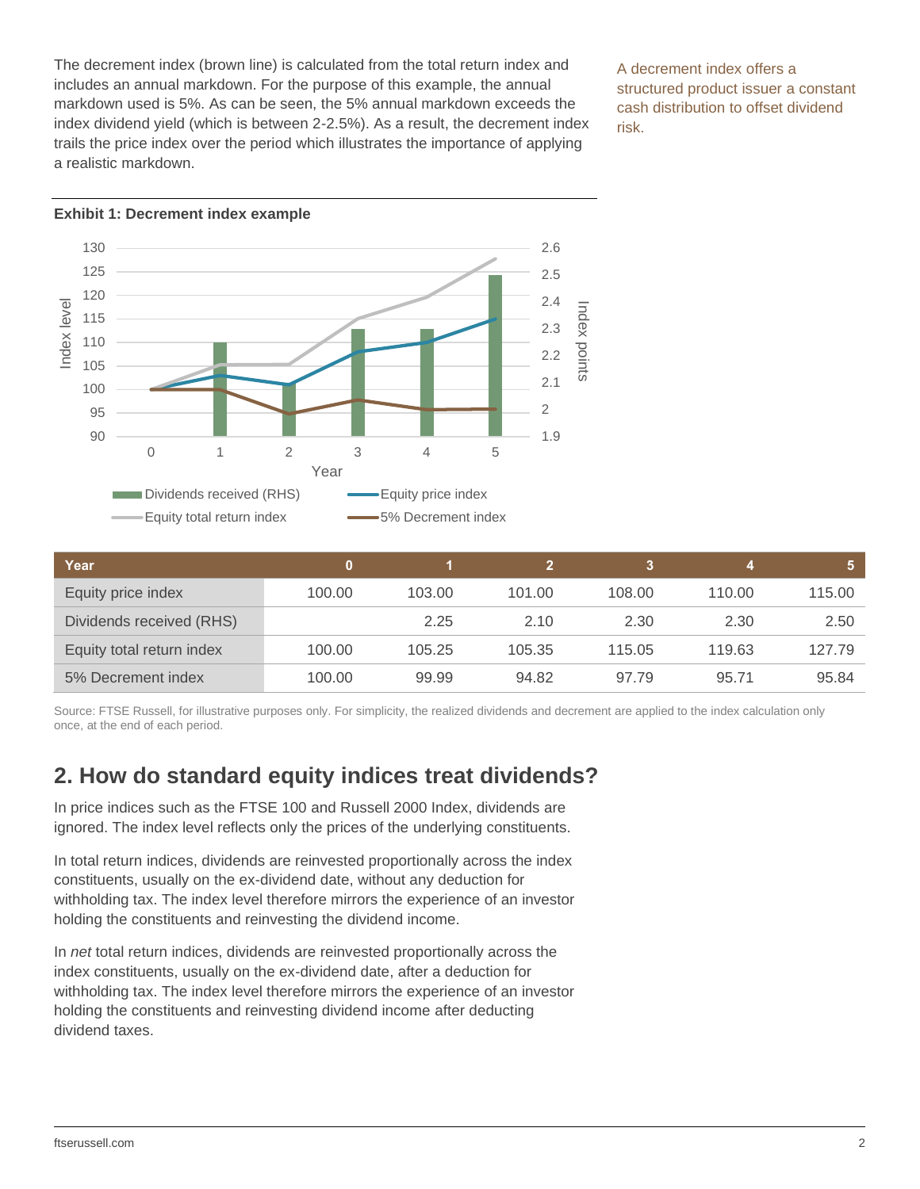The decrement index (brown line) is calculated from the total return index and includes an annual markdown. For the purpose of this example, the annual markdown used is 5%. As can be seen, the 5% annual markdown exceeds the index dividend yield (which is between 2-2.5%). As a result, the decrement index trails the price index over the period which illustrates the importance of applying a realistic markdown.

A decrement index offers a structured product issuer a constant cash distribution to offset dividend risk.

**Exhibit 1: Decrement index example**

| Year | 0 | 1 | 2 | 3 | 4 | 5 |
|---|---|---|---|---|---|---|
| Equity price index | 100.00 | 103.00 | 101.00 | 108.00 | 110.00 | 115.00 |
| Dividends received (RHS) | | 2.25 | 2.10 | 2.30 | 2.30 | 2.50 |
| Equity total return index | 100.00 | 105.25 | 105.35 | 115.05 | 119.63 | 127.79 |
| 5% Decrement index | 100.00 | 99.99 | 94.82 | 97.79 | 95.71 | 95.84 |

Source: FTSE Russell, for illustrative purposes only. For simplicity, the realized dividends and decrement are applied to the index calculation only once, at the end of each period.

## 2. How do standard equity indices treat dividends?

In price indices such as the FTSE 100 and Russell 2000 Index, dividends are ignored. The index level reflects only the prices of the underlying constituents.

In total return indices, dividends are reinvested proportionally across the index constituents, usually on the ex-dividend date, without any deduction for withholding tax. The index level therefore mirrors the experience of an investor holding the constituents and reinvesting the dividend income.

In *net* total return indices, dividends are reinvested proportionally across the index constituents, usually on the ex-dividend date, after a deduction for withholding tax. The index level therefore mirrors the experience of an investor holding the constituents and reinvesting dividend income after deducting dividend taxes.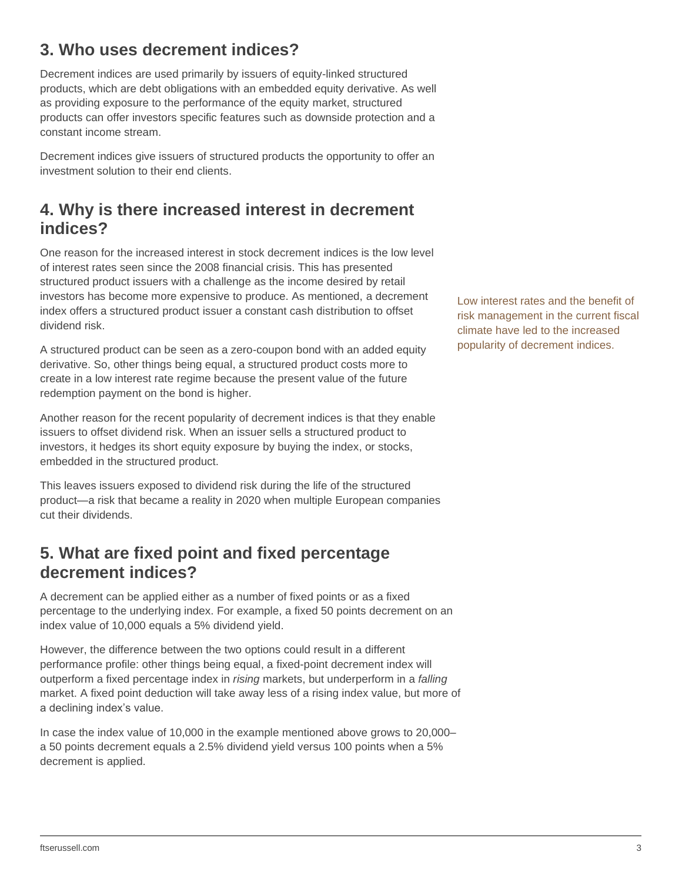## 3. Who uses decrement indices?

Decrement indices are used primarily by issuers of equity-linked structured products, which are debt obligations with an embedded equity derivative. As well as providing exposure to the performance of the equity market, structured products can offer investors specific features such as downside protection and a constant income stream.

Decrement indices give issuers of structured products the opportunity to offer an investment solution to their end clients.

## 4. Why is there increased interest in decrement indices?

One reason for the increased interest in stock decrement indices is the low level of interest rates seen since the 2008 financial crisis. This has presented structured product issuers with a challenge as the income desired by retail investors has become more expensive to produce. As mentioned, a decrement index offers a structured product issuer a constant cash distribution to offset dividend risk.

Low interest rates and the benefit of risk management in the current fiscal climate have led to the increased popularity of decrement indices.

A structured product can be seen as a zero-coupon bond with an added equity derivative. So, other things being equal, a structured product costs more to create in a low interest rate regime because the present value of the future redemption payment on the bond is higher.

Another reason for the recent popularity of decrement indices is that they enable issuers to offset dividend risk. When an issuer sells a structured product to investors, it hedges its short equity exposure by buying the index, or stocks, embedded in the structured product.

This leaves issuers exposed to dividend risk during the life of the structured product—a risk that became a reality in 2020 when multiple European companies cut their dividends.

## 5. What are fixed point and fixed percentage decrement indices?

A decrement can be applied either as a number of fixed points or as a fixed percentage to the underlying index. For example, a fixed 50 points decrement on an index value of 10,000 equals a 5% dividend yield.

However, the difference between the two options could result in a different performance profile: other things being equal, a fixed-point decrement index will outperform a fixed percentage index in *rising* markets, but underperform in a *falling* market. A fixed point deduction will take away less of a rising index value, but more of a declining index's value.

In case the index value of 10,000 in the example mentioned above grows to 20,000–a 50 points decrement equals a 2.5% dividend yield versus 100 points when a 5% decrement is applied.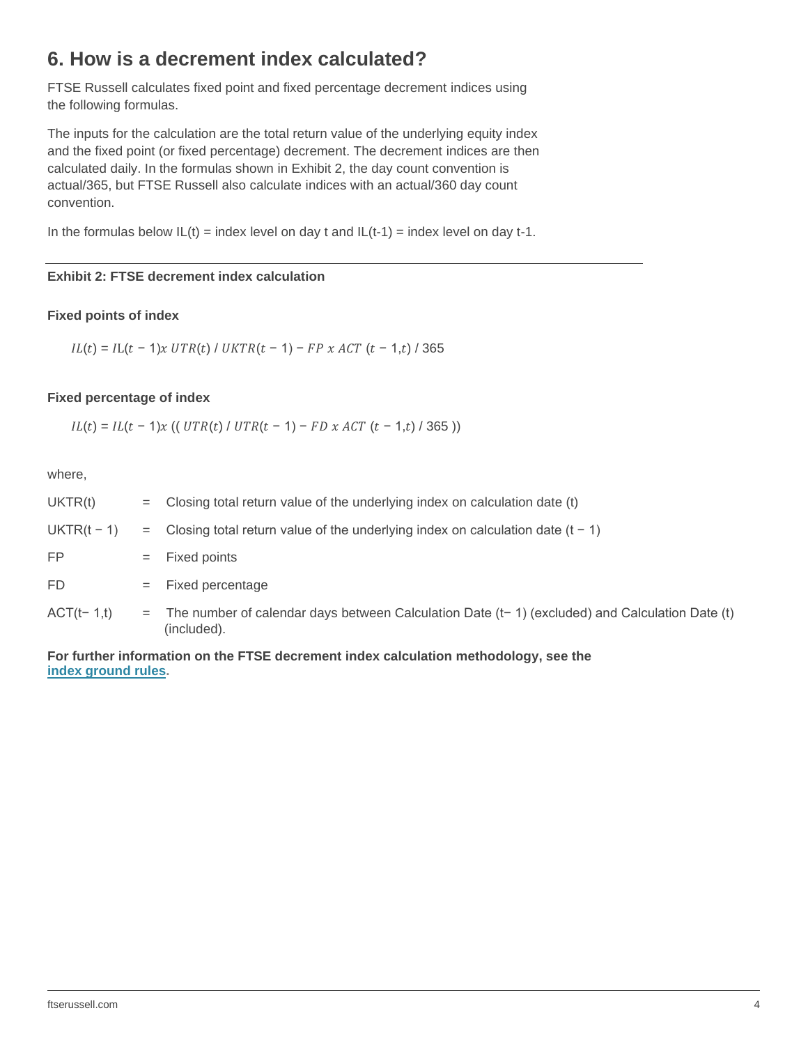## 6. How is a decrement index calculated?

FTSE Russell calculates fixed point and fixed percentage decrement indices using the following formulas.

The inputs for the calculation are the total return value of the underlying equity index and the fixed point (or fixed percentage) decrement. The decrement indices are then calculated daily. In the formulas shown in Exhibit 2, the day count convention is actual/365, but FTSE Russell also calculate indices with an actual/360 day count convention.

In the formulas below IL(t) = index level on day t and IL(t-1) = index level on day t-1.

---

**Exhibit 2: FTSE decrement index calculation**

**Fixed points of index**

$$IL(t) = IL(t-1) x\ UTR(t) / UKTR(t-1) - FP\ x\ ACT\ (t-1, t) / 365$$

**Fixed percentage of index**

$$IL(t) = IL(t-1) x\ ((\ UTR(t) / UTR(t-1) - FD\ x\ ACT\ (t-1, t) / 365\ ))$$

where,

| | | |
|---|---|---|
| UKTR(t) | = | Closing total return value of the underlying index on calculation date (t) |
| UKTR(t − 1) | = | Closing total return value of the underlying index on calculation date (t − 1) |
| FP | = | Fixed points |
| FD | = | Fixed percentage |
| ACT(t− 1,t) | = | The number of calendar days between Calculation Date (t− 1) (excluded) and Calculation Date (t) (included). |

**For further information on the FTSE decrement index calculation methodology, see the index ground rules.**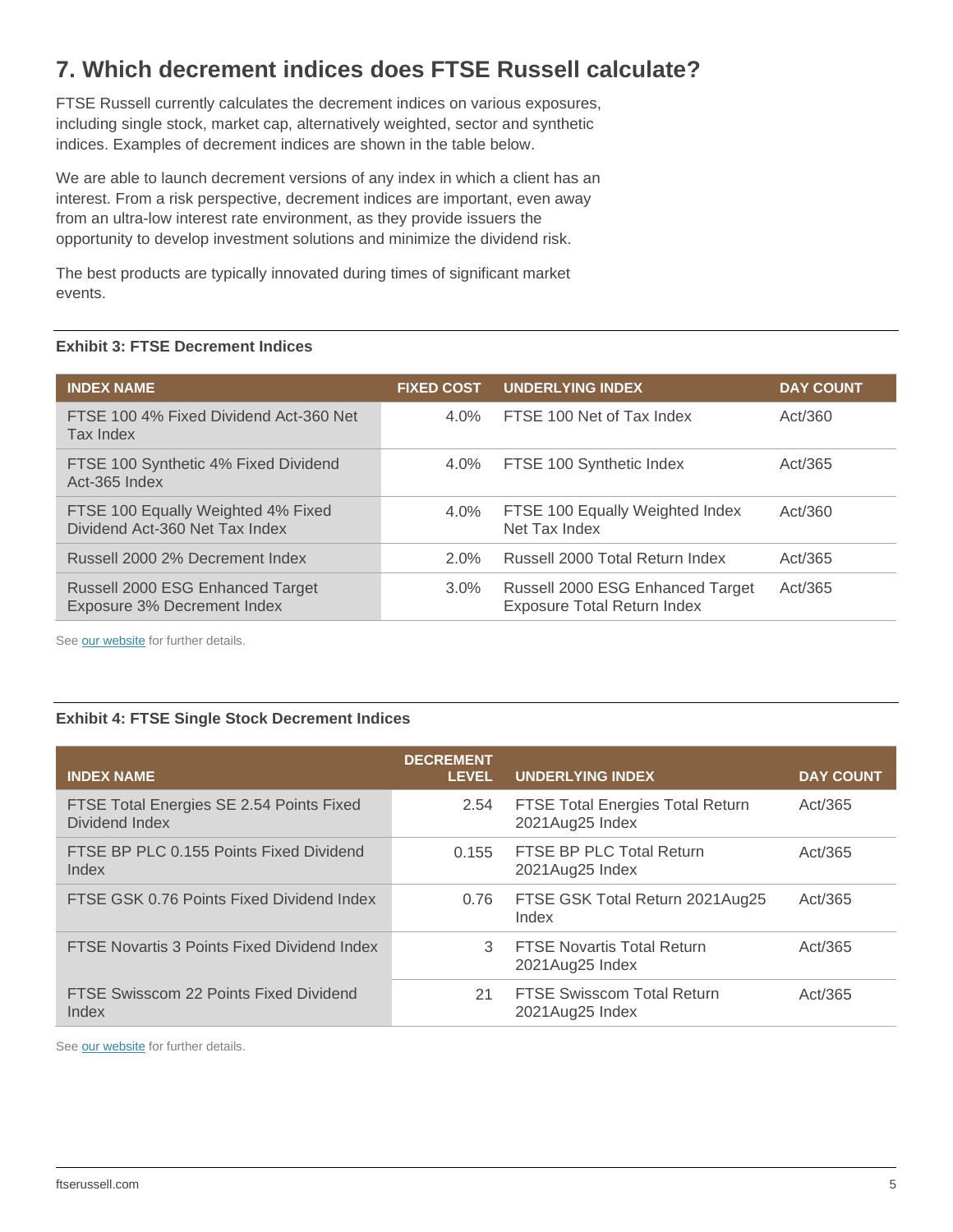## 7. Which decrement indices does FTSE Russell calculate?

FTSE Russell currently calculates the decrement indices on various exposures, including single stock, market cap, alternatively weighted, sector and synthetic indices. Examples of decrement indices are shown in the table below.

We are able to launch decrement versions of any index in which a client has an interest. From a risk perspective, decrement indices are important, even away from an ultra-low interest rate environment, as they provide issuers the opportunity to develop investment solutions and minimize the dividend risk.

The best products are typically innovated during times of significant market events.

**Exhibit 3: FTSE Decrement Indices**

| INDEX NAME | FIXED COST | UNDERLYING INDEX | DAY COUNT |
|---|---|---|---|
| FTSE 100 4% Fixed Dividend Act-360 Net Tax Index | 4.0% | FTSE 100 Net of Tax Index | Act/360 |
| FTSE 100 Synthetic 4% Fixed Dividend Act-365 Index | 4.0% | FTSE 100 Synthetic Index | Act/365 |
| FTSE 100 Equally Weighted 4% Fixed Dividend Act-360 Net Tax Index | 4.0% | FTSE 100 Equally Weighted Index Net Tax Index | Act/360 |
| Russell 2000 2% Decrement Index | 2.0% | Russell 2000 Total Return Index | Act/365 |
| Russell 2000 ESG Enhanced Target Exposure 3% Decrement Index | 3.0% | Russell 2000 ESG Enhanced Target Exposure Total Return Index | Act/365 |

See our website for further details.

**Exhibit 4: FTSE Single Stock Decrement Indices**

| INDEX NAME | DECREMENT LEVEL | UNDERLYING INDEX | DAY COUNT |
|---|---|---|---|
| FTSE Total Energies SE 2.54 Points Fixed Dividend Index | 2.54 | FTSE Total Energies Total Return 2021Aug25 Index | Act/365 |
| FTSE BP PLC 0.155 Points Fixed Dividend Index | 0.155 | FTSE BP PLC Total Return 2021Aug25 Index | Act/365 |
| FTSE GSK 0.76 Points Fixed Dividend Index | 0.76 | FTSE GSK Total Return 2021Aug25 Index | Act/365 |
| FTSE Novartis 3 Points Fixed Dividend Index | 3 | FTSE Novartis Total Return 2021Aug25 Index | Act/365 |
| FTSE Swisscom 22 Points Fixed Dividend Index | 21 | FTSE Swisscom Total Return 2021Aug25 Index | Act/365 |

See our website for further details.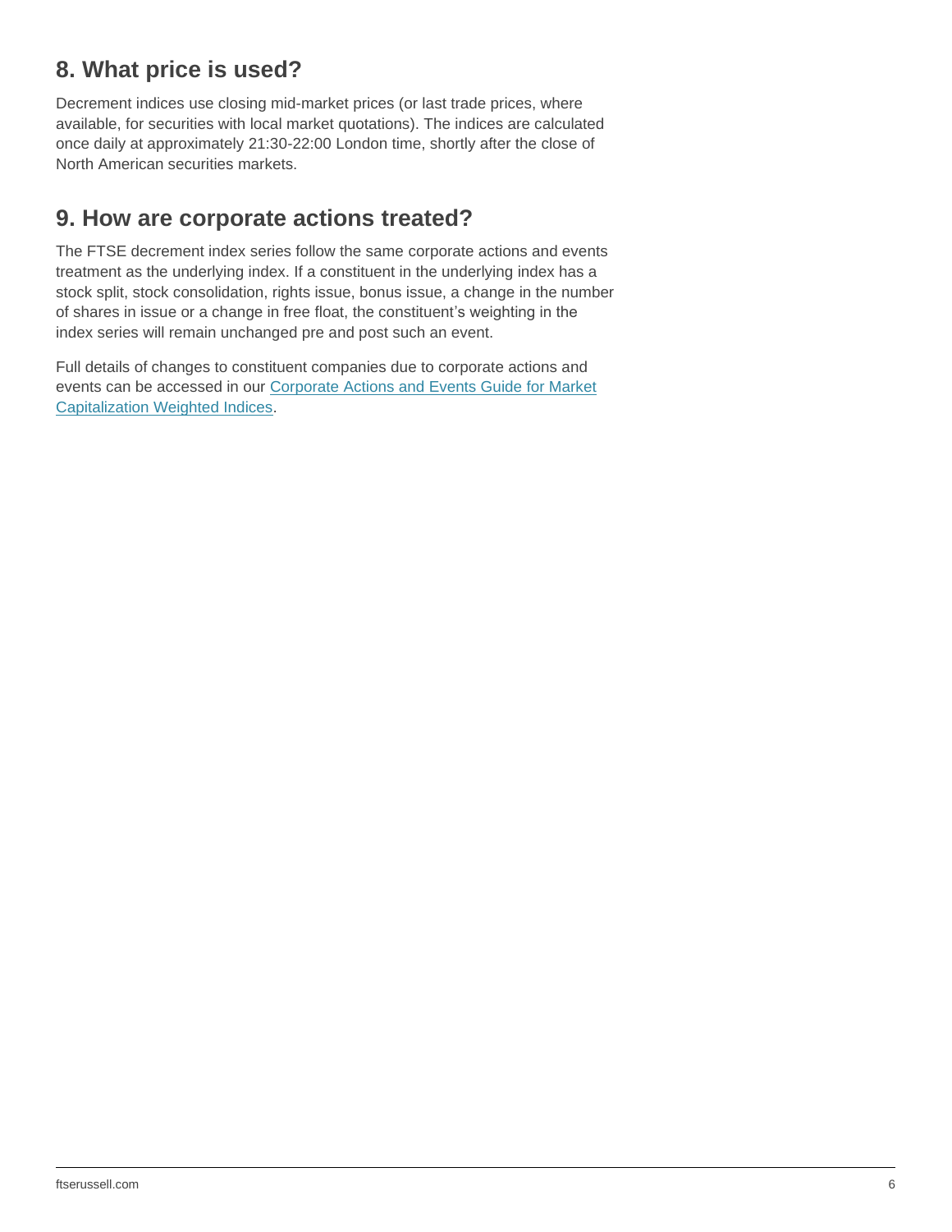## 8. What price is used?

Decrement indices use closing mid-market prices (or last trade prices, where available, for securities with local market quotations). The indices are calculated once daily at approximately 21:30-22:00 London time, shortly after the close of North American securities markets.

## 9. How are corporate actions treated?

The FTSE decrement index series follow the same corporate actions and events treatment as the underlying index. If a constituent in the underlying index has a stock split, stock consolidation, rights issue, bonus issue, a change in the number of shares in issue or a change in free float, the constituent's weighting in the index series will remain unchanged pre and post such an event.

Full details of changes to constituent companies due to corporate actions and events can be accessed in our Corporate Actions and Events Guide for Market Capitalization Weighted Indices.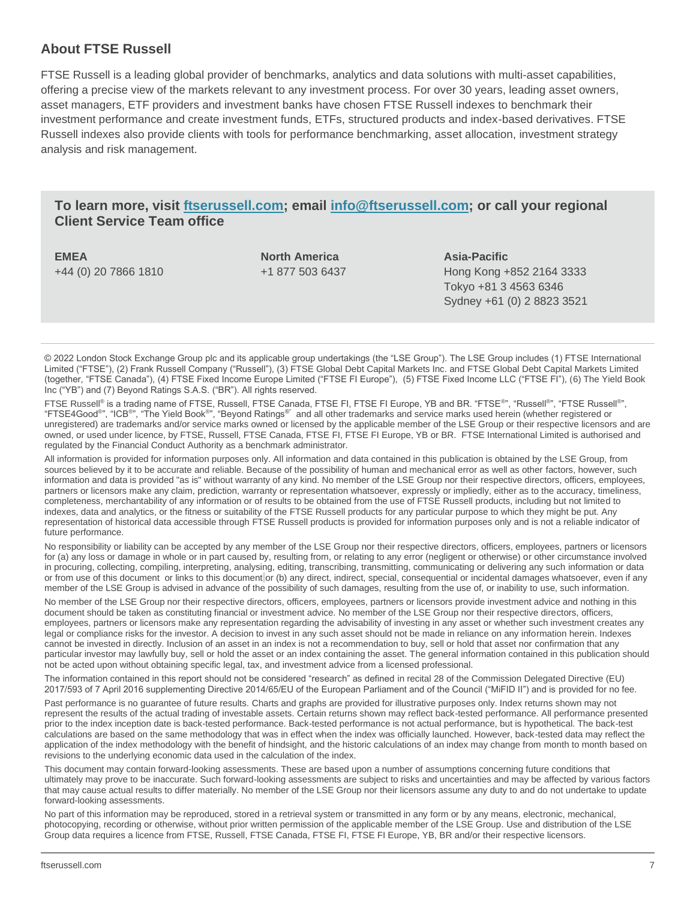## About FTSE Russell

FTSE Russell is a leading global provider of benchmarks, analytics and data solutions with multi-asset capabilities, offering a precise view of the markets relevant to any investment process. For over 30 years, leading asset owners, asset managers, ETF providers and investment banks have chosen FTSE Russell indexes to benchmark their investment performance and create investment funds, ETFs, structured products and index-based derivatives. FTSE Russell indexes also provide clients with tools for performance benchmarking, asset allocation, investment strategy analysis and risk management.

**To learn more, visit [ftserussell.com](ftserussell.com); email [info@ftserussell.com](mailto:info@ftserussell.com); or call your regional Client Service Team office**

**EMEA**
+44 (0) 20 7866 1810

**North America**
+1 877 503 6437

**Asia-Pacific**
Hong Kong +852 2164 3333
Tokyo +81 3 4563 6346
Sydney +61 (0) 2 8823 3521

© 2022 London Stock Exchange Group plc and its applicable group undertakings (the "LSE Group"). The LSE Group includes (1) FTSE International Limited ("FTSE"), (2) Frank Russell Company ("Russell"), (3) FTSE Global Debt Capital Markets Inc. and FTSE Global Debt Capital Markets Limited (together, "FTSE Canada"), (4) FTSE Fixed Income Europe Limited ("FTSE FI Europe"), (5) FTSE Fixed Income LLC ("FTSE FI"), (6) The Yield Book Inc ("YB") and (7) Beyond Ratings S.A.S. ("BR"). All rights reserved.

FTSE Russell® is a trading name of FTSE, Russell, FTSE Canada, FTSE FI, FTSE FI Europe, YB and BR. "FTSE®", "Russell®", "FTSE Russell®", "FTSE4Good®", "ICB®", "The Yield Book®", "Beyond Ratings®" and all other trademarks and service marks used herein (whether registered or unregistered) are trademarks and/or service marks owned or licensed by the applicable member of the LSE Group or their respective licensors and are owned, or used under licence, by FTSE, Russell, FTSE Canada, FTSE FI, FTSE FI Europe, YB or BR. FTSE International Limited is authorised and regulated by the Financial Conduct Authority as a benchmark administrator.

All information is provided for information purposes only. All information and data contained in this publication is obtained by the LSE Group, from sources believed by it to be accurate and reliable. Because of the possibility of human and mechanical error as well as other factors, however, such information and data is provided "as is" without warranty of any kind. No member of the LSE Group nor their respective directors, officers, employees, partners or licensors make any claim, prediction, warranty or representation whatsoever, expressly or impliedly, either as to the accuracy, timeliness, completeness, merchantability of any information or of results to be obtained from the use of FTSE Russell products, including but not limited to indexes, data and analytics, or the fitness or suitability of the FTSE Russell products for any particular purpose to which they might be put. Any representation of historical data accessible through FTSE Russell products is provided for information purposes only and is not a reliable indicator of future performance.

No responsibility or liability can be accepted by any member of the LSE Group nor their respective directors, officers, employees, partners or licensors for (a) any loss or damage in whole or in part caused by, resulting from, or relating to any error (negligent or otherwise) or other circumstance involved in procuring, collecting, compiling, interpreting, analysing, editing, transcribing, transmitting, communicating or delivering any such information or data or from use of this document or links to this document or (b) any direct, indirect, special, consequential or incidental damages whatsoever, even if any member of the LSE Group is advised in advance of the possibility of such damages, resulting from the use of, or inability to use, such information.

No member of the LSE Group nor their respective directors, officers, employees, partners or licensors provide investment advice and nothing in this document should be taken as constituting financial or investment advice. No member of the LSE Group nor their respective directors, officers, employees, partners or licensors make any representation regarding the advisability of investing in any asset or whether such investment creates any legal or compliance risks for the investor. A decision to invest in any such asset should not be made in reliance on any information herein. Indexes cannot be invested in directly. Inclusion of an asset in an index is not a recommendation to buy, sell or hold that asset nor confirmation that any particular investor may lawfully buy, sell or hold the asset or an index containing the asset. The general information contained in this publication should not be acted upon without obtaining specific legal, tax, and investment advice from a licensed professional.

The information contained in this report should not be considered "research" as defined in recital 28 of the Commission Delegated Directive (EU) 2017/593 of 7 April 2016 supplementing Directive 2014/65/EU of the European Parliament and of the Council ("MiFID II") and is provided for no fee.

Past performance is no guarantee of future results. Charts and graphs are provided for illustrative purposes only. Index returns shown may not represent the results of the actual trading of investable assets. Certain returns shown may reflect back-tested performance. All performance presented prior to the index inception date is back-tested performance. Back-tested performance is not actual performance, but is hypothetical. The back-test calculations are based on the same methodology that was in effect when the index was officially launched. However, back-tested data may reflect the application of the index methodology with the benefit of hindsight, and the historic calculations of an index may change from month to month based on revisions to the underlying economic data used in the calculation of the index.

This document may contain forward-looking assessments. These are based upon a number of assumptions concerning future conditions that ultimately may prove to be inaccurate. Such forward-looking assessments are subject to risks and uncertainties and may be affected by various factors that may cause actual results to differ materially. No member of the LSE Group nor their licensors assume any duty to and do not undertake to update forward-looking assessments.

No part of this information may be reproduced, stored in a retrieval system or transmitted in any form or by any means, electronic, mechanical, photocopying, recording or otherwise, without prior written permission of the applicable member of the LSE Group. Use and distribution of the LSE Group data requires a licence from FTSE, Russell, FTSE Canada, FTSE FI, FTSE FI Europe, YB, BR and/or their respective licensors.